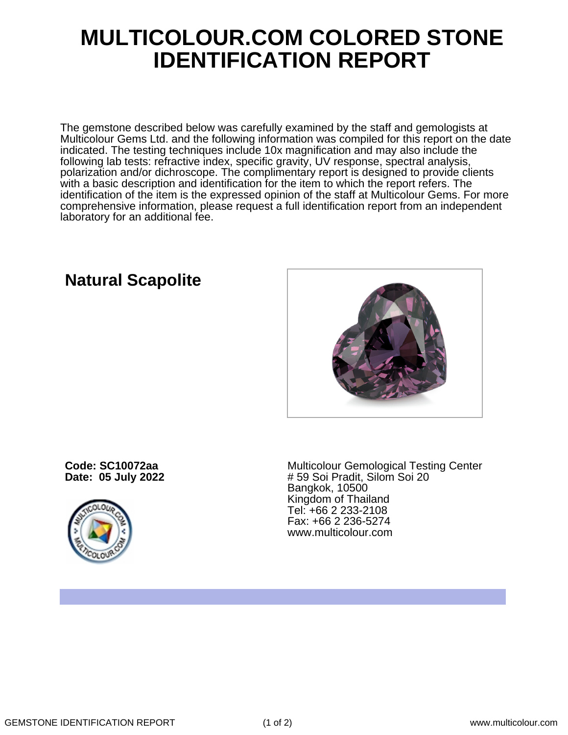# MULTICOLOUR.COM COLORED STONE IDENTIFICATION REPORT

The gemstone described below was carefully examined by the staff and gemologists at Multicolour Gems Ltd. and the following information was compiled for this report on the date indicated. The testing techniques include 10x magnification and may also include the following lab tests: refractive index, specific gravity, UV response, spectral analysis, polarization and/or dichroscope. The complimentary report is designed to provide clients with a basic description and identification for the item to which the report refers. The identification of the item is the expressed opinion of the staff at Multicolour Gems. For more comprehensive information, please request a full identification report from an independent laboratory for an additional fee.

## Natural Scapolite

**Code: SC10072aa**
**Date: 05 July 2022**

Multicolour Gemological Testing Center
# 59 Soi Pradit, Silom Soi 20
Bangkok, 10500
Kingdom of Thailand
Tel: +66 2 233-2108
Fax: +66 2 236-5274
www.multicolour.com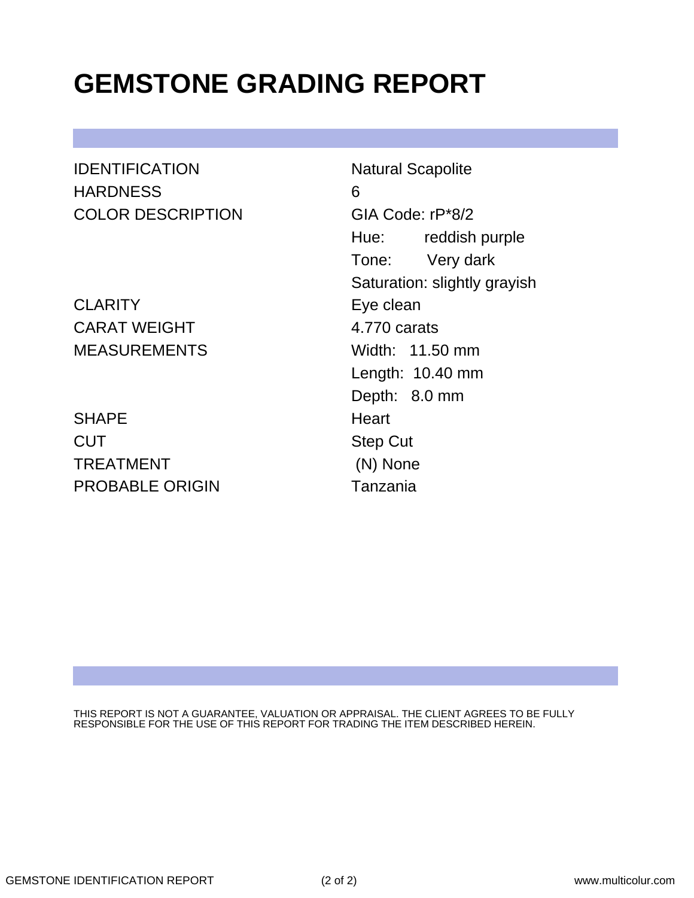# GEMSTONE GRADING REPORT

| | |
|---|---|
| IDENTIFICATION | Natural Scapolite |
| HARDNESS | 6 |
| COLOR DESCRIPTION | GIA Code: rP*8/2<br>Hue: reddish purple<br>Tone: Very dark<br>Saturation: slightly grayish |
| CLARITY | Eye clean |
| CARAT WEIGHT | 4.770 carats |
| MEASUREMENTS | Width: 11.50 mm<br>Length: 10.40 mm<br>Depth: 8.0 mm |
| SHAPE | Heart |
| CUT | Step Cut |
| TREATMENT | (N) None |
| PROBABLE ORIGIN | Tanzania |

THIS REPORT IS NOT A GUARANTEE, VALUATION OR APPRAISAL. THE CLIENT AGREES TO BE FULLY RESPONSIBLE FOR THE USE OF THIS REPORT FOR TRADING THE ITEM DESCRIBED HEREIN.